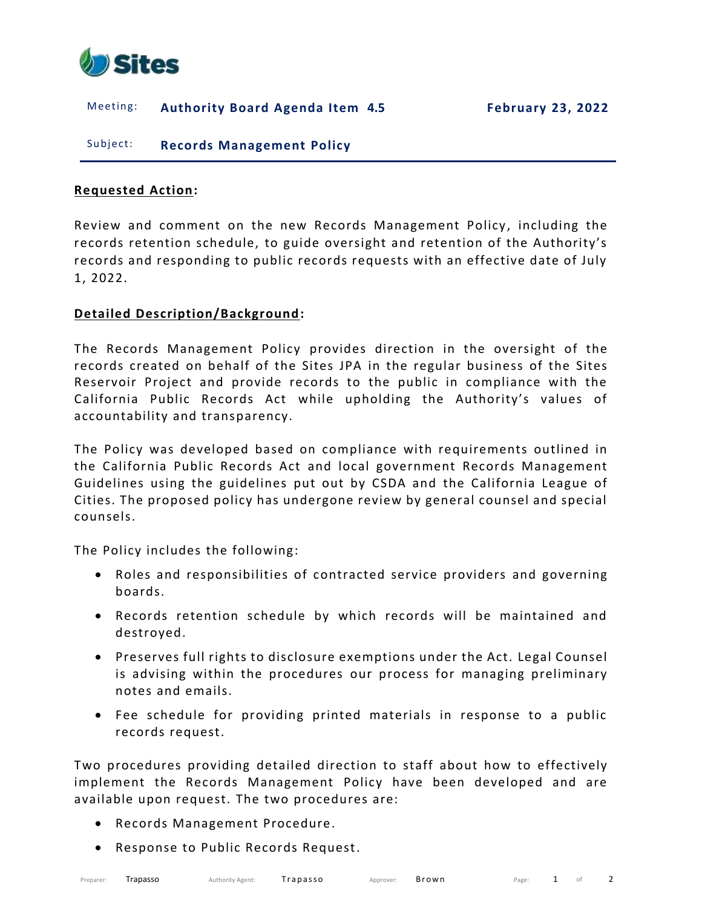Sites

Meeting: **Authority Board Agenda Item 4.5** **February 23, 2022**

Subject: **Records Management Policy**

**Requested Action:**

Review and comment on the new Records Management Policy, including the records retention schedule, to guide oversight and retention of the Authority's records and responding to public records requests with an effective date of July 1, 2022.

**Detailed Description/Background:**

The Records Management Policy provides direction in the oversight of the records created on behalf of the Sites JPA in the regular business of the Sites Reservoir Project and provide records to the public in compliance with the California Public Records Act while upholding the Authority's values of accountability and transparency.

The Policy was developed based on compliance with requirements outlined in the California Public Records Act and local government Records Management Guidelines using the guidelines put out by CSDA and the California League of Cities. The proposed policy has undergone review by general counsel and special counsels.

The Policy includes the following:

- Roles and responsibilities of contracted service providers and governing boards.
- Records retention schedule by which records will be maintained and destroyed.
- Preserves full rights to disclosure exemptions under the Act. Legal Counsel is advising within the procedures our process for managing preliminary notes and emails.
- Fee schedule for providing printed materials in response to a public records request.

Two procedures providing detailed direction to staff about how to effectively implement the Records Management Policy have been developed and are available upon request. The two procedures are:

- Records Management Procedure.
- Response to Public Records Request.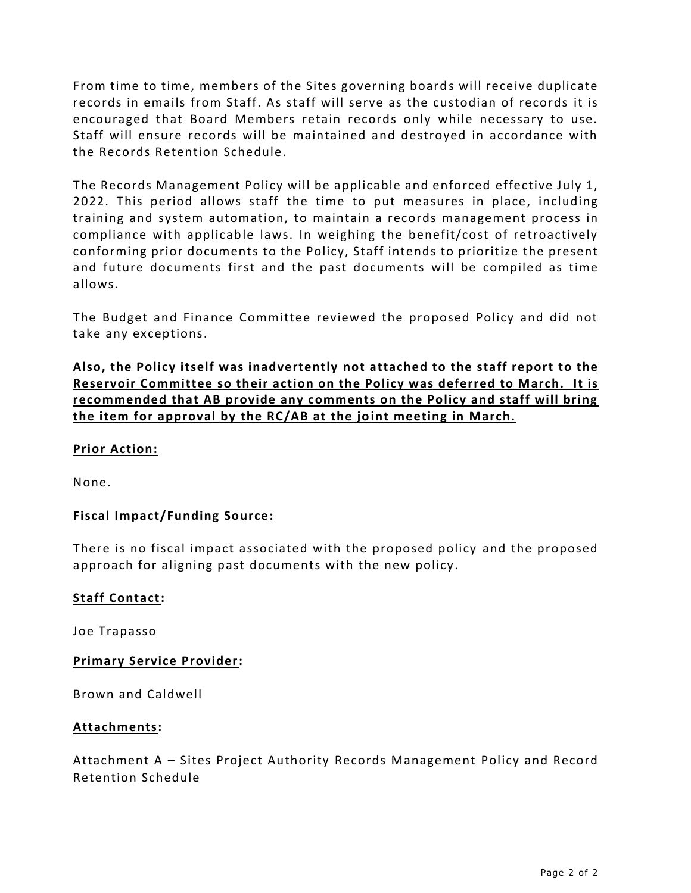From time to time, members of the Sites governing boards will receive duplicate records in emails from Staff. As staff will serve as the custodian of records it is encouraged that Board Members retain records only while necessary to use. Staff will ensure records will be maintained and destroyed in accordance with the Records Retention Schedule.

The Records Management Policy will be applicable and enforced effective July 1, 2022. This period allows staff the time to put measures in place, including training and system automation, to maintain a records management process in compliance with applicable laws. In weighing the benefit/cost of retroactively conforming prior documents to the Policy, Staff intends to prioritize the present and future documents first and the past documents will be compiled as time allows.

The Budget and Finance Committee reviewed the proposed Policy and did not take any exceptions.

<u>**Also, the Policy itself was inadvertently not attached to the staff report to the Reservoir Committee so their action on the Policy was deferred to March. It is recommended that AB provide any comments on the Policy and staff will bring the item for approval by the RC/AB at the joint meeting in March.**</u>

**<u>Prior Action:</u>**

None.

**<u>Fiscal Impact/Funding Source</u>:**

There is no fiscal impact associated with the proposed policy and the proposed approach for aligning past documents with the new policy.

**<u>Staff Contact</u>:**

Joe Trapasso

**<u>Primary Service Provider</u>:**

Brown and Caldwell

**<u>Attachments</u>:**

Attachment A – Sites Project Authority Records Management Policy and Record Retention Schedule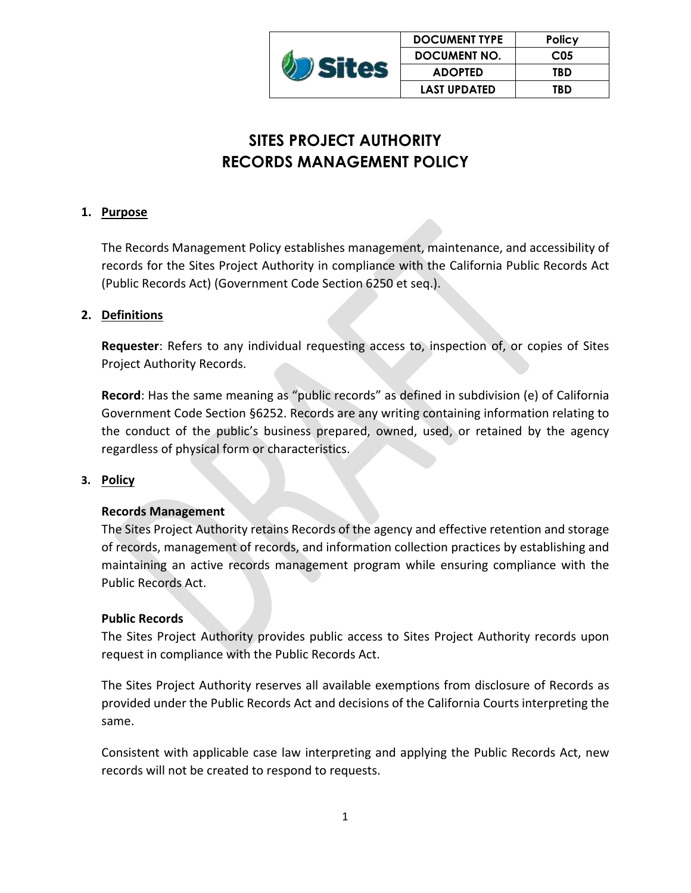| | DOCUMENT TYPE | Policy |
|---|---|---|
| Sites | DOCUMENT NO. | C05 |
| | ADOPTED | TBD |
| | LAST UPDATED | TBD |

# SITES PROJECT AUTHORITY
# RECORDS MANAGEMENT POLICY

## 1. Purpose

The Records Management Policy establishes management, maintenance, and accessibility of records for the Sites Project Authority in compliance with the California Public Records Act (Public Records Act) (Government Code Section 6250 et seq.).

## 2. Definitions

**Requester**: Refers to any individual requesting access to, inspection of, or copies of Sites Project Authority Records.

**Record**: Has the same meaning as "public records" as defined in subdivision (e) of California Government Code Section §6252. Records are any writing containing information relating to the conduct of the public's business prepared, owned, used, or retained by the agency regardless of physical form or characteristics.

## 3. Policy

**Records Management**

The Sites Project Authority retains Records of the agency and effective retention and storage of records, management of records, and information collection practices by establishing and maintaining an active records management program while ensuring compliance with the Public Records Act.

**Public Records**

The Sites Project Authority provides public access to Sites Project Authority records upon request in compliance with the Public Records Act.

The Sites Project Authority reserves all available exemptions from disclosure of Records as provided under the Public Records Act and decisions of the California Courts interpreting the same.

Consistent with applicable case law interpreting and applying the Public Records Act, new records will not be created to respond to requests.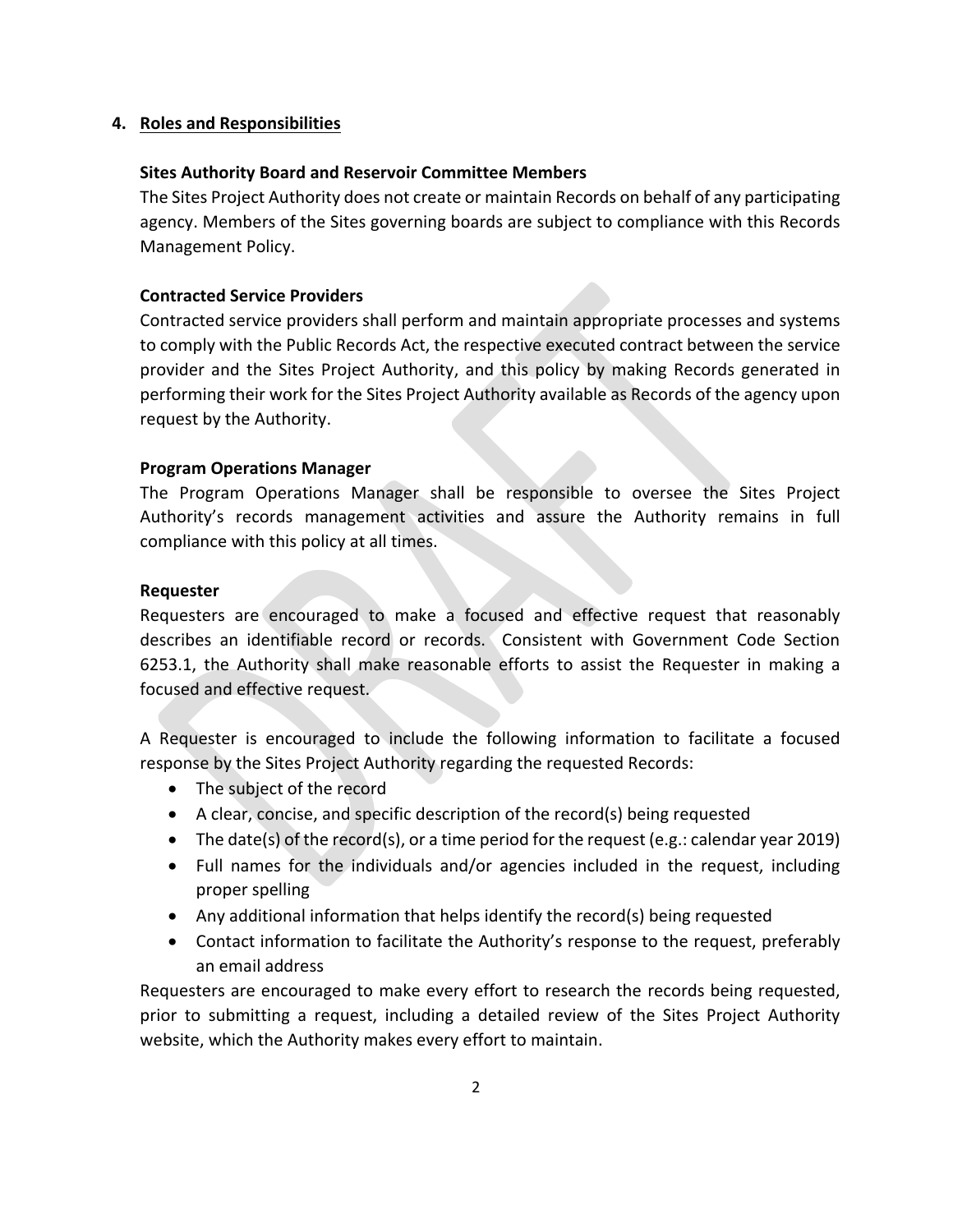## 4. Roles and Responsibilities

### Sites Authority Board and Reservoir Committee Members

The Sites Project Authority does not create or maintain Records on behalf of any participating agency. Members of the Sites governing boards are subject to compliance with this Records Management Policy.

### Contracted Service Providers

Contracted service providers shall perform and maintain appropriate processes and systems to comply with the Public Records Act, the respective executed contract between the service provider and the Sites Project Authority, and this policy by making Records generated in performing their work for the Sites Project Authority available as Records of the agency upon request by the Authority.

### Program Operations Manager

The Program Operations Manager shall be responsible to oversee the Sites Project Authority's records management activities and assure the Authority remains in full compliance with this policy at all times.

### Requester

Requesters are encouraged to make a focused and effective request that reasonably describes an identifiable record or records. Consistent with Government Code Section 6253.1, the Authority shall make reasonable efforts to assist the Requester in making a focused and effective request.

A Requester is encouraged to include the following information to facilitate a focused response by the Sites Project Authority regarding the requested Records:

- The subject of the record
- A clear, concise, and specific description of the record(s) being requested
- The date(s) of the record(s), or a time period for the request (e.g.: calendar year 2019)
- Full names for the individuals and/or agencies included in the request, including proper spelling
- Any additional information that helps identify the record(s) being requested
- Contact information to facilitate the Authority's response to the request, preferably an email address

Requesters are encouraged to make every effort to research the records being requested, prior to submitting a request, including a detailed review of the Sites Project Authority website, which the Authority makes every effort to maintain.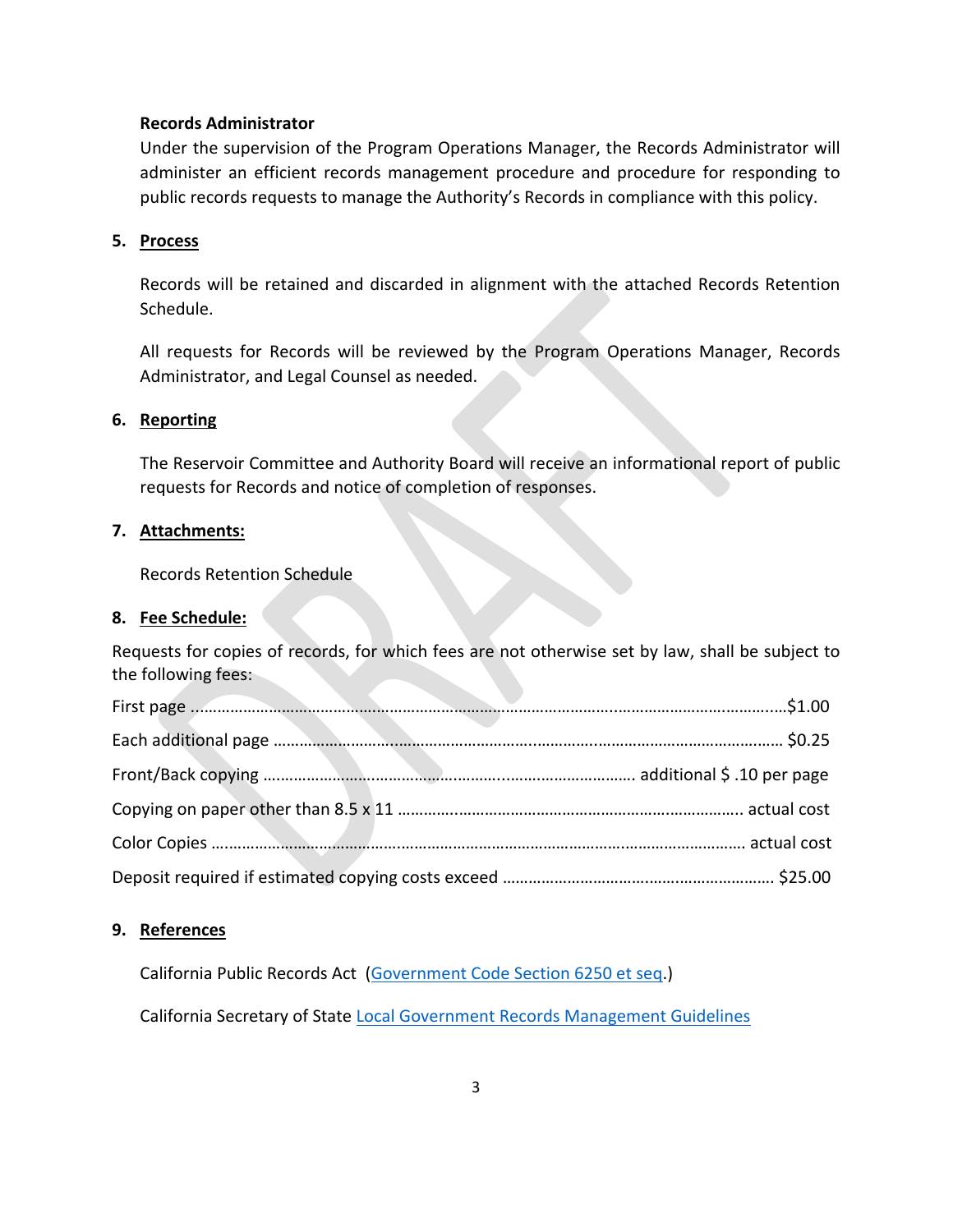**Records Administrator**

Under the supervision of the Program Operations Manager, the Records Administrator will administer an efficient records management procedure and procedure for responding to public records requests to manage the Authority's Records in compliance with this policy.

## 5. Process

Records will be retained and discarded in alignment with the attached Records Retention Schedule.

All requests for Records will be reviewed by the Program Operations Manager, Records Administrator, and Legal Counsel as needed.

## 6. Reporting

The Reservoir Committee and Authority Board will receive an informational report of public requests for Records and notice of completion of responses.

## 7. Attachments:

Records Retention Schedule

## 8. Fee Schedule:

Requests for copies of records, for which fees are not otherwise set by law, shall be subject to the following fees:

| Item | Fee |
|---|---|
| First page | $1.00 |
| Each additional page | $0.25 |
| Front/Back copying | additional $ .10 per page |
| Copying on paper other than 8.5 x 11 | actual cost |
| Color Copies | actual cost |
| Deposit required if estimated copying costs exceed | $25.00 |

## 9. References

California Public Records Act (Government Code Section 6250 et seq.)

California Secretary of State Local Government Records Management Guidelines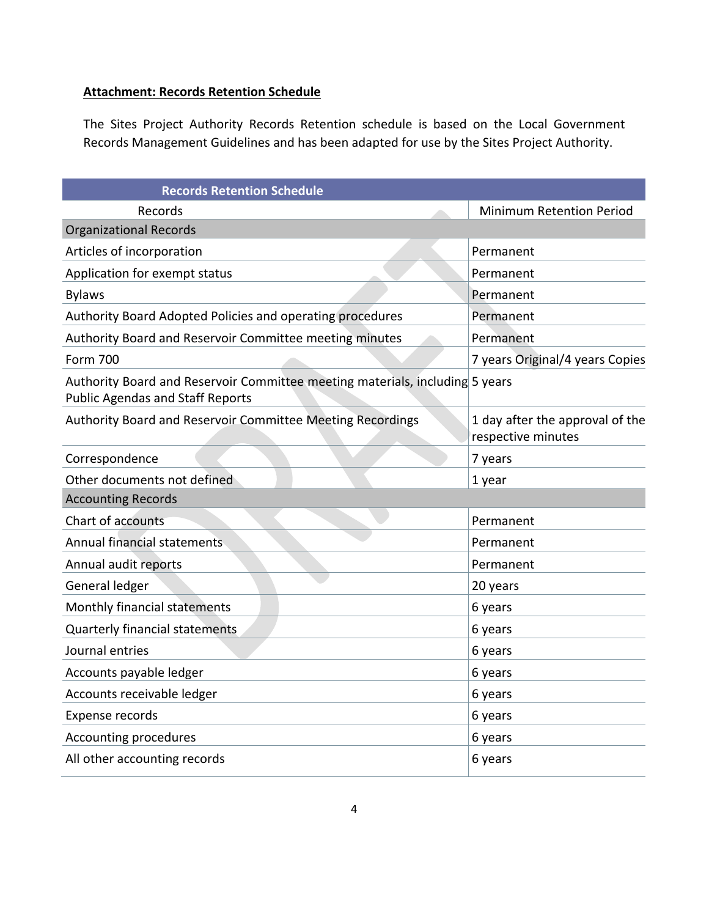**Attachment: Records Retention Schedule**

The Sites Project Authority Records Retention schedule is based on the Local Government Records Management Guidelines and has been adapted for use by the Sites Project Authority.

| Records Retention Schedule | |
|---|---|
| Records | Minimum Retention Period |
| Organizational Records | |
| Articles of incorporation | Permanent |
| Application for exempt status | Permanent |
| Bylaws | Permanent |
| Authority Board Adopted Policies and operating procedures | Permanent |
| Authority Board and Reservoir Committee meeting minutes | Permanent |
| Form 700 | 7 years Original/4 years Copies |
| Authority Board and Reservoir Committee meeting materials, including Public Agendas and Staff Reports | 5 years |
| Authority Board and Reservoir Committee Meeting Recordings | 1 day after the approval of the respective minutes |
| Correspondence | 7 years |
| Other documents not defined | 1 year |
| Accounting Records | |
| Chart of accounts | Permanent |
| Annual financial statements | Permanent |
| Annual audit reports | Permanent |
| General ledger | 20 years |
| Monthly financial statements | 6 years |
| Quarterly financial statements | 6 years |
| Journal entries | 6 years |
| Accounts payable ledger | 6 years |
| Accounts receivable ledger | 6 years |
| Expense records | 6 years |
| Accounting procedures | 6 years |
| All other accounting records | 6 years |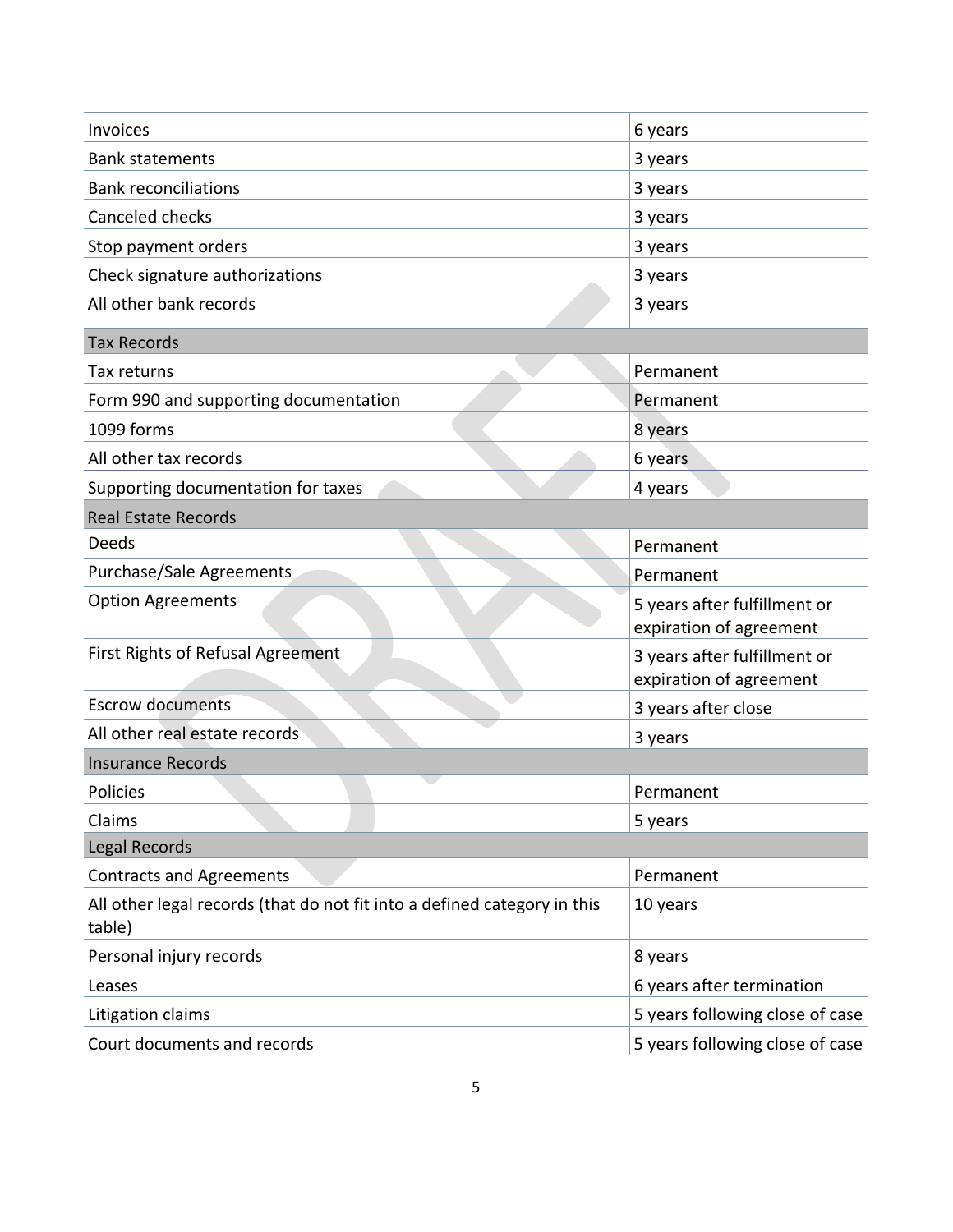| | |
|---|---|
| Invoices | 6 years |
| Bank statements | 3 years |
| Bank reconciliations | 3 years |
| Canceled checks | 3 years |
| Stop payment orders | 3 years |
| Check signature authorizations | 3 years |
| All other bank records | 3 years |
| **Tax Records** | |
| Tax returns | Permanent |
| Form 990 and supporting documentation | Permanent |
| 1099 forms | 8 years |
| All other tax records | 6 years |
| Supporting documentation for taxes | 4 years |
| **Real Estate Records** | |
| Deeds | Permanent |
| Purchase/Sale Agreements | Permanent |
| Option Agreements | 5 years after fulfillment or expiration of agreement |
| First Rights of Refusal Agreement | 3 years after fulfillment or expiration of agreement |
| Escrow documents | 3 years after close |
| All other real estate records | 3 years |
| **Insurance Records** | |
| Policies | Permanent |
| Claims | 5 years |
| **Legal Records** | |
| Contracts and Agreements | Permanent |
| All other legal records (that do not fit into a defined category in this table) | 10 years |
| Personal injury records | 8 years |
| Leases | 6 years after termination |
| Litigation claims | 5 years following close of case |
| Court documents and records | 5 years following close of case |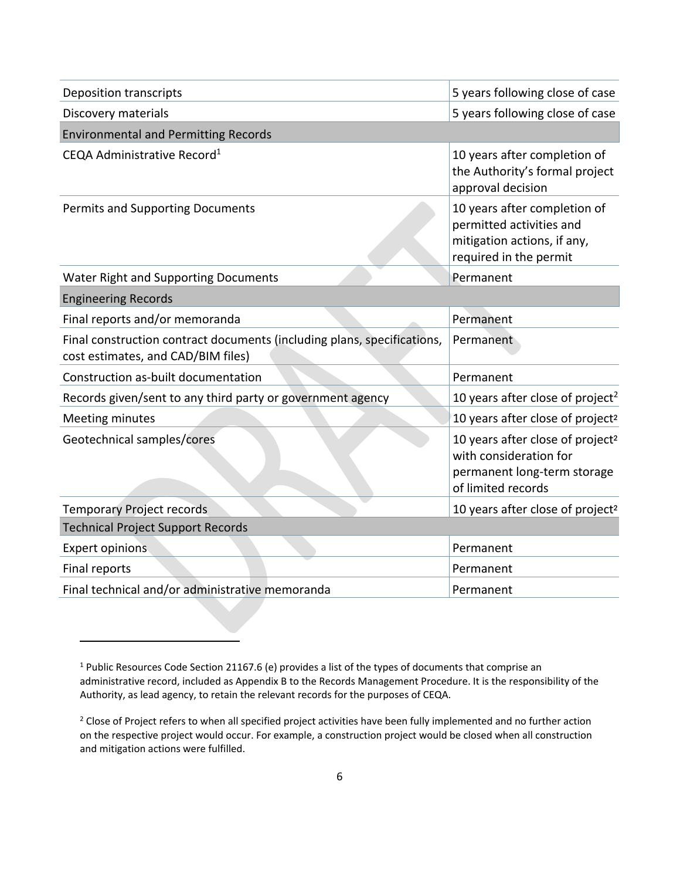| | |
|---|---|
| Deposition transcripts | 5 years following close of case |
| Discovery materials | 5 years following close of case |
| **Environmental and Permitting Records** | |
| CEQA Administrative Record[1] | 10 years after completion of the Authority's formal project approval decision |
| Permits and Supporting Documents | 10 years after completion of permitted activities and mitigation actions, if any, required in the permit |
| Water Right and Supporting Documents | Permanent |
| **Engineering Records** | |
| Final reports and/or memoranda | Permanent |
| Final construction contract documents (including plans, specifications, cost estimates, and CAD/BIM files) | Permanent |
| Construction as-built documentation | Permanent |
| Records given/sent to any third party or government agency | 10 years after close of project[2] |
| Meeting minutes | 10 years after close of project[2] |
| Geotechnical samples/cores | 10 years after close of project[2] with consideration for permanent long-term storage of limited records |
| Temporary Project records | 10 years after close of project[2] |
| **Technical Project Support Records** | |
| Expert opinions | Permanent |
| Final reports | Permanent |
| Final technical and/or administrative memoranda | Permanent |

[1] Public Resources Code Section 21167.6 (e) provides a list of the types of documents that comprise an administrative record, included as Appendix B to the Records Management Procedure. It is the responsibility of the Authority, as lead agency, to retain the relevant records for the purposes of CEQA.

[2] Close of Project refers to when all specified project activities have been fully implemented and no further action on the respective project would occur. For example, a construction project would be closed when all construction and mitigation actions were fulfilled.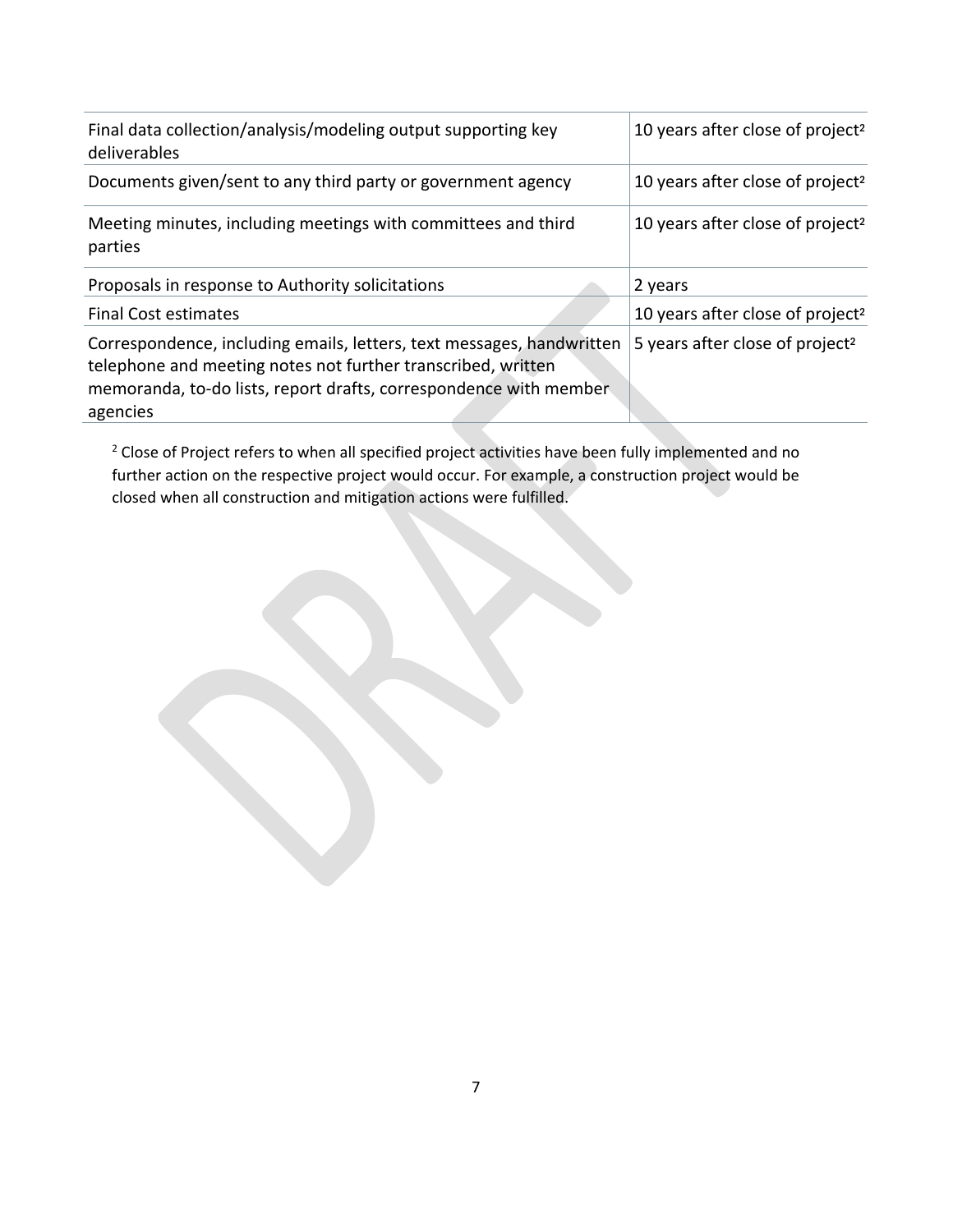| | |
|---|---|
| Final data collection/analysis/modeling output supporting key deliverables | 10 years after close of project[2] |
| Documents given/sent to any third party or government agency | 10 years after close of project[2] |
| Meeting minutes, including meetings with committees and third parties | 10 years after close of project[2] |
| Proposals in response to Authority solicitations | 2 years |
| Final Cost estimates | 10 years after close of project[2] |
| Correspondence, including emails, letters, text messages, handwritten telephone and meeting notes not further transcribed, written memoranda, to-do lists, report drafts, correspondence with member agencies | 5 years after close of project[2] |

[2] Close of Project refers to when all specified project activities have been fully implemented and no further action on the respective project would occur. For example, a construction project would be closed when all construction and mitigation actions were fulfilled.